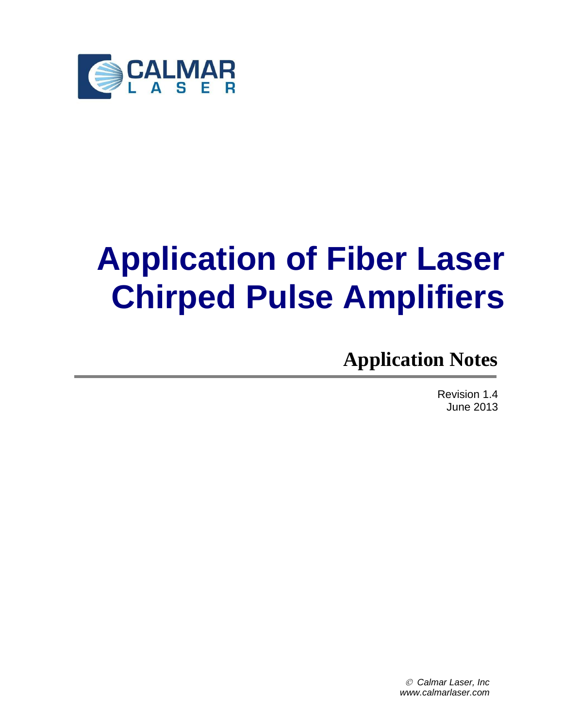CALMAR
LASER

# Application of Fiber Laser Chirped Pulse Amplifiers

## Application Notes

Revision 1.4
June 2013

© *Calmar Laser, Inc*
*www.calmarlaser.com*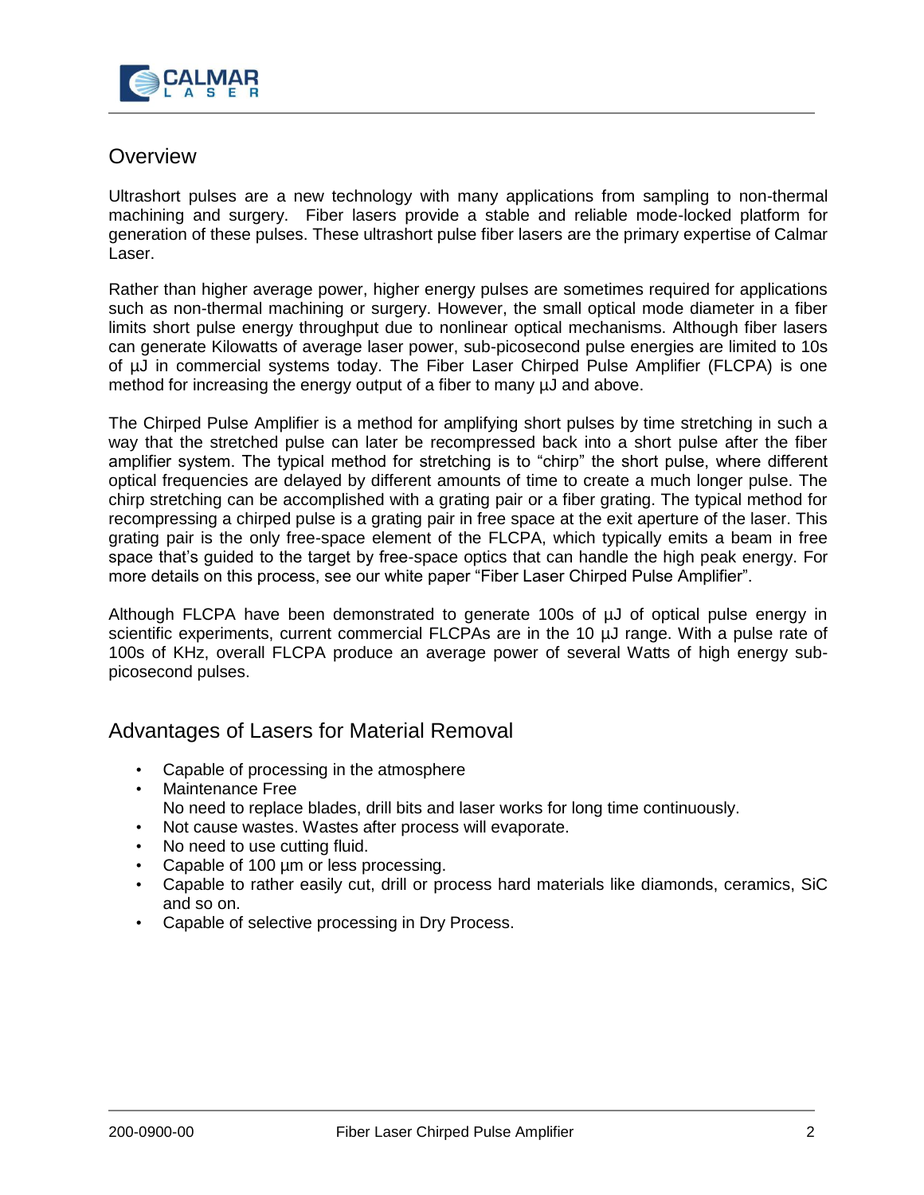## Overview

Ultrashort pulses are a new technology with many applications from sampling to non-thermal machining and surgery. Fiber lasers provide a stable and reliable mode-locked platform for generation of these pulses. These ultrashort pulse fiber lasers are the primary expertise of Calmar Laser.

Rather than higher average power, higher energy pulses are sometimes required for applications such as non-thermal machining or surgery. However, the small optical mode diameter in a fiber limits short pulse energy throughput due to nonlinear optical mechanisms. Although fiber lasers can generate Kilowatts of average laser power, sub-picosecond pulse energies are limited to 10s of µJ in commercial systems today. The Fiber Laser Chirped Pulse Amplifier (FLCPA) is one method for increasing the energy output of a fiber to many µJ and above.

The Chirped Pulse Amplifier is a method for amplifying short pulses by time stretching in such a way that the stretched pulse can later be recompressed back into a short pulse after the fiber amplifier system. The typical method for stretching is to "chirp" the short pulse, where different optical frequencies are delayed by different amounts of time to create a much longer pulse. The chirp stretching can be accomplished with a grating pair or a fiber grating. The typical method for recompressing a chirped pulse is a grating pair in free space at the exit aperture of the laser. This grating pair is the only free-space element of the FLCPA, which typically emits a beam in free space that's guided to the target by free-space optics that can handle the high peak energy. For more details on this process, see our white paper "Fiber Laser Chirped Pulse Amplifier".

Although FLCPA have been demonstrated to generate 100s of µJ of optical pulse energy in scientific experiments, current commercial FLCPAs are in the 10 µJ range. With a pulse rate of 100s of KHz, overall FLCPA produce an average power of several Watts of high energy sub-picosecond pulses.

## Advantages of Lasers for Material Removal

- Capable of processing in the atmosphere
- Maintenance Free
  No need to replace blades, drill bits and laser works for long time continuously.
- Not cause wastes. Wastes after process will evaporate.
- No need to use cutting fluid.
- Capable of 100 µm or less processing.
- Capable to rather easily cut, drill or process hard materials like diamonds, ceramics, SiC and so on.
- Capable of selective processing in Dry Process.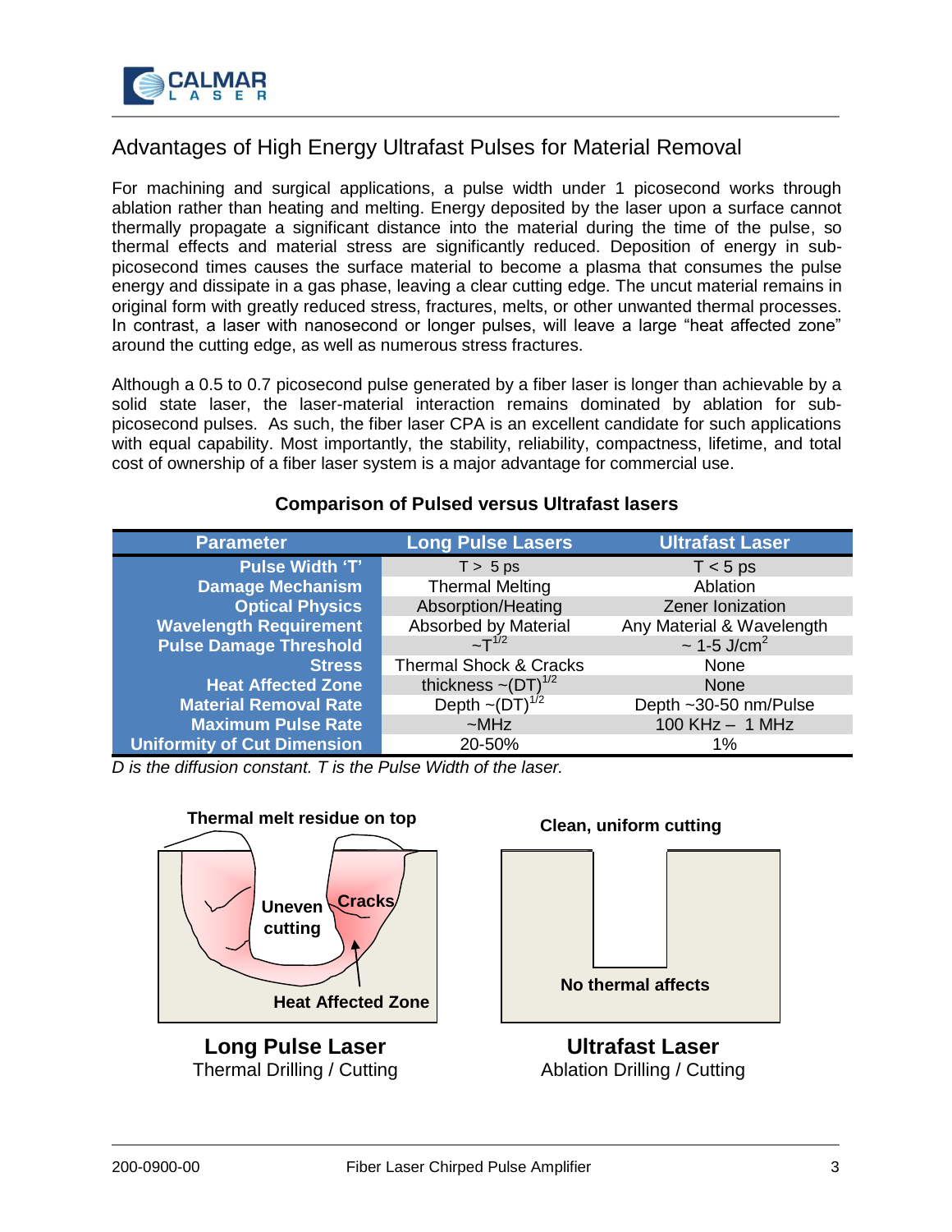## Advantages of High Energy Ultrafast Pulses for Material Removal

For machining and surgical applications, a pulse width under 1 picosecond works through ablation rather than heating and melting. Energy deposited by the laser upon a surface cannot thermally propagate a significant distance into the material during the time of the pulse, so thermal effects and material stress are significantly reduced. Deposition of energy in sub-picosecond times causes the surface material to become a plasma that consumes the pulse energy and dissipate in a gas phase, leaving a clear cutting edge. The uncut material remains in original form with greatly reduced stress, fractures, melts, or other unwanted thermal processes. In contrast, a laser with nanosecond or longer pulses, will leave a large "heat affected zone" around the cutting edge, as well as numerous stress fractures.

Although a 0.5 to 0.7 picosecond pulse generated by a fiber laser is longer than achievable by a solid state laser, the laser-material interaction remains dominated by ablation for sub-picosecond pulses. As such, the fiber laser CPA is an excellent candidate for such applications with equal capability. Most importantly, the stability, reliability, compactness, lifetime, and total cost of ownership of a fiber laser system is a major advantage for commercial use.

**Comparison of Pulsed versus Ultrafast lasers**

| Parameter | Long Pulse Lasers | Ultrafast Laser |
|---|---|---|
| **Pulse Width 'T'** | T > 5 ps | T < 5 ps |
| **Damage Mechanism** | Thermal Melting | Ablation |
| **Optical Physics** | Absorption/Heating | Zener Ionization |
| **Wavelength Requirement** | Absorbed by Material | Any Material & Wavelength |
| **Pulse Damage Threshold** | $\sim T^{1/2}$ | ~ 1-5 $J/cm^2$ |
| **Stress** | Thermal Shock & Cracks | None |
| **Heat Affected Zone** | thickness $\sim(DT)^{1/2}$ | None |
| **Material Removal Rate** | Depth $\sim(DT)^{1/2}$ | Depth ~30-50 nm/Pulse |
| **Maximum Pulse Rate** | ~MHz | 100 KHz – 1 MHz |
| **Uniformity of Cut Dimension** | 20-50% | 1% |

*D is the diffusion constant. T is the Pulse Width of the laser.*

Thermal melt residue on top

Uneven cutting

Cracks

Heat Affected Zone

**Long Pulse Laser**
Thermal Drilling / Cutting

Clean, uniform cutting

No thermal affects

**Ultrafast Laser**
Ablation Drilling / Cutting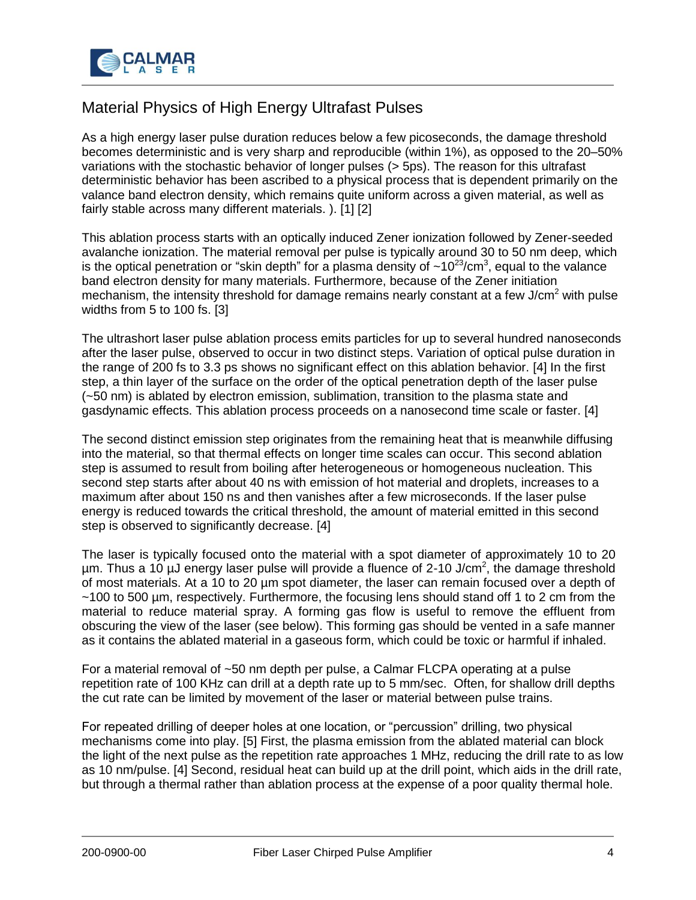## Material Physics of High Energy Ultrafast Pulses

As a high energy laser pulse duration reduces below a few picoseconds, the damage threshold becomes deterministic and is very sharp and reproducible (within 1%), as opposed to the 20–50% variations with the stochastic behavior of longer pulses (> 5ps). The reason for this ultrafast deterministic behavior has been ascribed to a physical process that is dependent primarily on the valance band electron density, which remains quite uniform across a given material, as well as fairly stable across many different materials. ). [1] [2]

This ablation process starts with an optically induced Zener ionization followed by Zener-seeded avalanche ionization. The material removal per pulse is typically around 30 to 50 nm deep, which is the optical penetration or "skin depth" for a plasma density of $\sim10^{23}/\text{cm}^3$, equal to the valance band electron density for many materials. Furthermore, because of the Zener initiation mechanism, the intensity threshold for damage remains nearly constant at a few $\text{J/cm}^2$ with pulse widths from 5 to 100 fs. [3]

The ultrashort laser pulse ablation process emits particles for up to several hundred nanoseconds after the laser pulse, observed to occur in two distinct steps. Variation of optical pulse duration in the range of 200 fs to 3.3 ps shows no significant effect on this ablation behavior. [4] In the first step, a thin layer of the surface on the order of the optical penetration depth of the laser pulse (~50 nm) is ablated by electron emission, sublimation, transition to the plasma state and gasdynamic effects. This ablation process proceeds on a nanosecond time scale or faster. [4]

The second distinct emission step originates from the remaining heat that is meanwhile diffusing into the material, so that thermal effects on longer time scales can occur. This second ablation step is assumed to result from boiling after heterogeneous or homogeneous nucleation. This second step starts after about 40 ns with emission of hot material and droplets, increases to a maximum after about 150 ns and then vanishes after a few microseconds. If the laser pulse energy is reduced towards the critical threshold, the amount of material emitted in this second step is observed to significantly decrease. [4]

The laser is typically focused onto the material with a spot diameter of approximately 10 to 20 µm. Thus a 10 µJ energy laser pulse will provide a fluence of 2-10 $\text{J/cm}^2$, the damage threshold of most materials. At a 10 to 20 µm spot diameter, the laser can remain focused over a depth of ~100 to 500 µm, respectively. Furthermore, the focusing lens should stand off 1 to 2 cm from the material to reduce material spray. A forming gas flow is useful to remove the effluent from obscuring the view of the laser (see below). This forming gas should be vented in a safe manner as it contains the ablated material in a gaseous form, which could be toxic or harmful if inhaled.

For a material removal of ~50 nm depth per pulse, a Calmar FLCPA operating at a pulse repetition rate of 100 KHz can drill at a depth rate up to 5 mm/sec. Often, for shallow drill depths the cut rate can be limited by movement of the laser or material between pulse trains.

For repeated drilling of deeper holes at one location, or "percussion" drilling, two physical mechanisms come into play. [5] First, the plasma emission from the ablated material can block the light of the next pulse as the repetition rate approaches 1 MHz, reducing the drill rate to as low as 10 nm/pulse. [4] Second, residual heat can build up at the drill point, which aids in the drill rate, but through a thermal rather than ablation process at the expense of a poor quality thermal hole.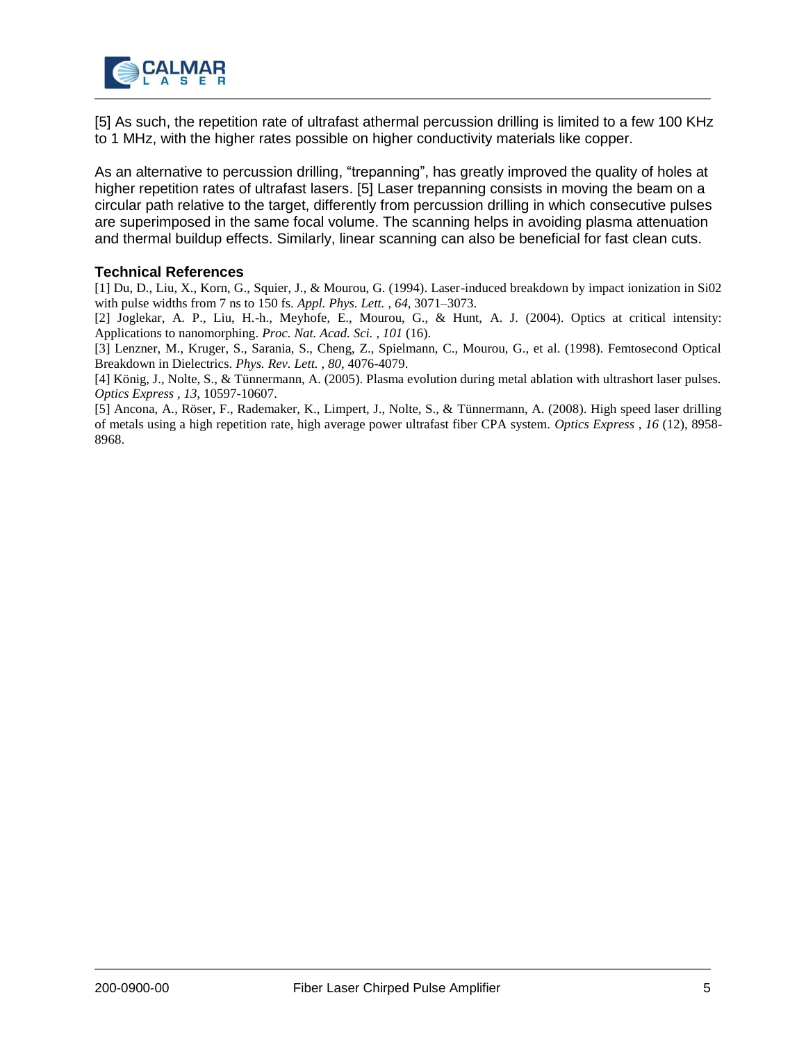[5] As such, the repetition rate of ultrafast athermal percussion drilling is limited to a few 100 KHz to 1 MHz, with the higher rates possible on higher conductivity materials like copper.

As an alternative to percussion drilling, “trepanning”, has greatly improved the quality of holes at higher repetition rates of ultrafast lasers. [5] Laser trepanning consists in moving the beam on a circular path relative to the target, differently from percussion drilling in which consecutive pulses are superimposed in the same focal volume. The scanning helps in avoiding plasma attenuation and thermal buildup effects. Similarly, linear scanning can also be beneficial for fast clean cuts.

### Technical References

[1] Du, D., Liu, X., Korn, G., Squier, J., & Mourou, G. (1994). Laser-induced breakdown by impact ionization in Si02 with pulse widths from 7 ns to 150 fs. *Appl. Phys. Lett. , 64*, 3071–3073.

[2] Joglekar, A. P., Liu, H.-h., Meyhofe, E., Mourou, G., & Hunt, A. J. (2004). Optics at critical intensity: Applications to nanomorphing. *Proc. Nat. Acad. Sci. , 101* (16).

[3] Lenzner, M., Kruger, S., Sarania, S., Cheng, Z., Spielmann, C., Mourou, G., et al. (1998). Femtosecond Optical Breakdown in Dielectrics. *Phys. Rev. Lett. , 80*, 4076-4079.

[4] König, J., Nolte, S., & Tünnermann, A. (2005). Plasma evolution during metal ablation with ultrashort laser pulses. *Optics Express , 13*, 10597-10607.

[5] Ancona, A., Röser, F., Rademaker, K., Limpert, J., Nolte, S., & Tünnermann, A. (2008). High speed laser drilling of metals using a high repetition rate, high average power ultrafast fiber CPA system. *Optics Express , 16* (12), 8958-8968.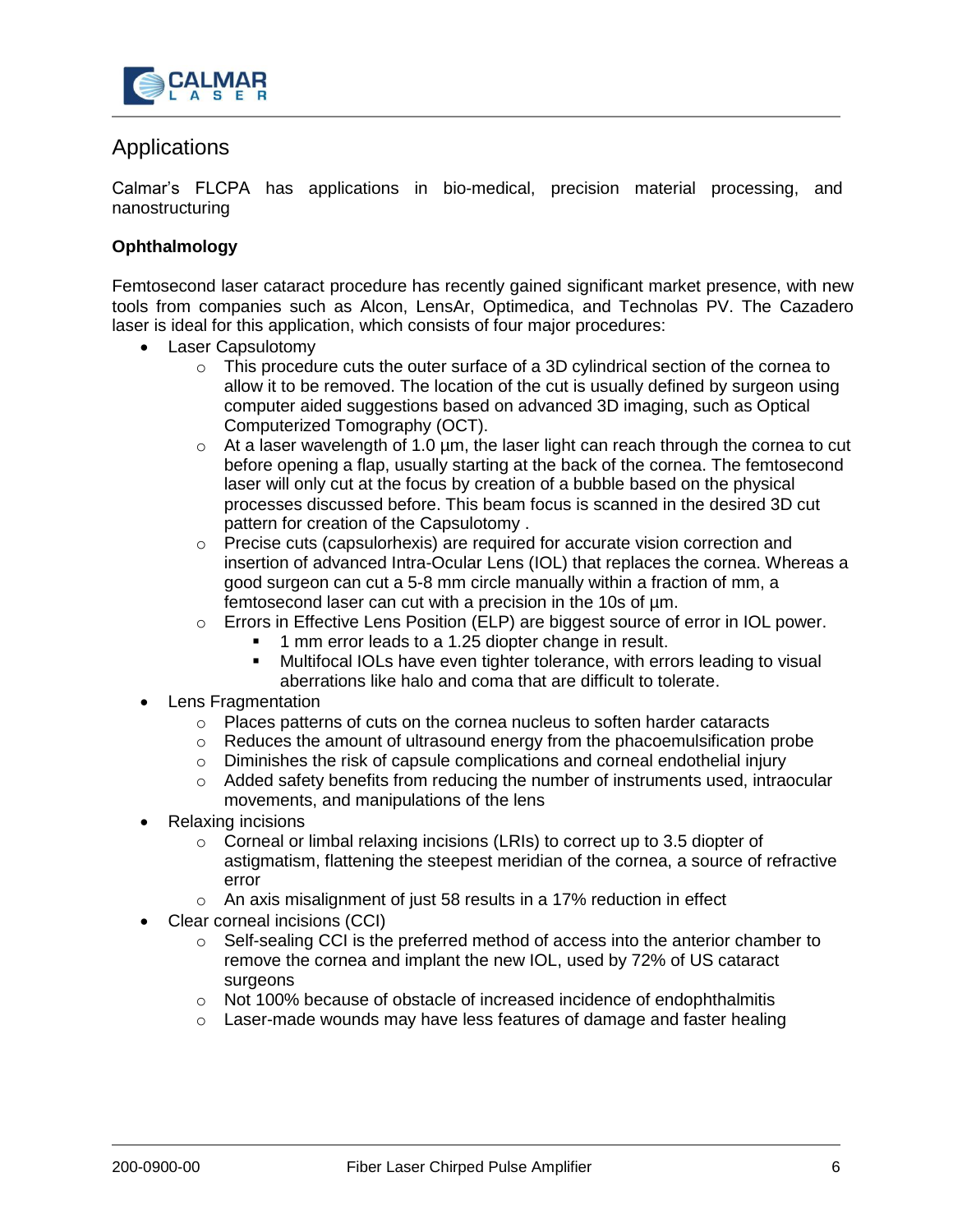## Applications

Calmar's FLCPA has applications in bio-medical, precision material processing, and nanostructuring

**Ophthalmology**

Femtosecond laser cataract procedure has recently gained significant market presence, with new tools from companies such as Alcon, LensAr, Optimedica, and Technolas PV. The Cazadero laser is ideal for this application, which consists of four major procedures:

- Laser Capsulotomy
    - This procedure cuts the outer surface of a 3D cylindrical section of the cornea to allow it to be removed. The location of the cut is usually defined by surgeon using computer aided suggestions based on advanced 3D imaging, such as Optical Computerized Tomography (OCT).
    - At a laser wavelength of 1.0 µm, the laser light can reach through the cornea to cut before opening a flap, usually starting at the back of the cornea. The femtosecond laser will only cut at the focus by creation of a bubble based on the physical processes discussed before. This beam focus is scanned in the desired 3D cut pattern for creation of the Capsulotomy .
    - Precise cuts (capsulorhexis) are required for accurate vision correction and insertion of advanced Intra-Ocular Lens (IOL) that replaces the cornea. Whereas a good surgeon can cut a 5-8 mm circle manually within a fraction of mm, a femtosecond laser can cut with a precision in the 10s of µm.
    - Errors in Effective Lens Position (ELP) are biggest source of error in IOL power.
        - 1 mm error leads to a 1.25 diopter change in result.
        - Multifocal IOLs have even tighter tolerance, with errors leading to visual aberrations like halo and coma that are difficult to tolerate.
- Lens Fragmentation
    - Places patterns of cuts on the cornea nucleus to soften harder cataracts
    - Reduces the amount of ultrasound energy from the phacoemulsification probe
    - Diminishes the risk of capsule complications and corneal endothelial injury
    - Added safety benefits from reducing the number of instruments used, intraocular movements, and manipulations of the lens
- Relaxing incisions
    - Corneal or limbal relaxing incisions (LRIs) to correct up to 3.5 diopter of astigmatism, flattening the steepest meridian of the cornea, a source of refractive error
    - An axis misalignment of just 58 results in a 17% reduction in effect
- Clear corneal incisions (CCI)
    - Self-sealing CCI is the preferred method of access into the anterior chamber to remove the cornea and implant the new IOL, used by 72% of US cataract surgeons
    - Not 100% because of obstacle of increased incidence of endophthalmitis
    - Laser-made wounds may have less features of damage and faster healing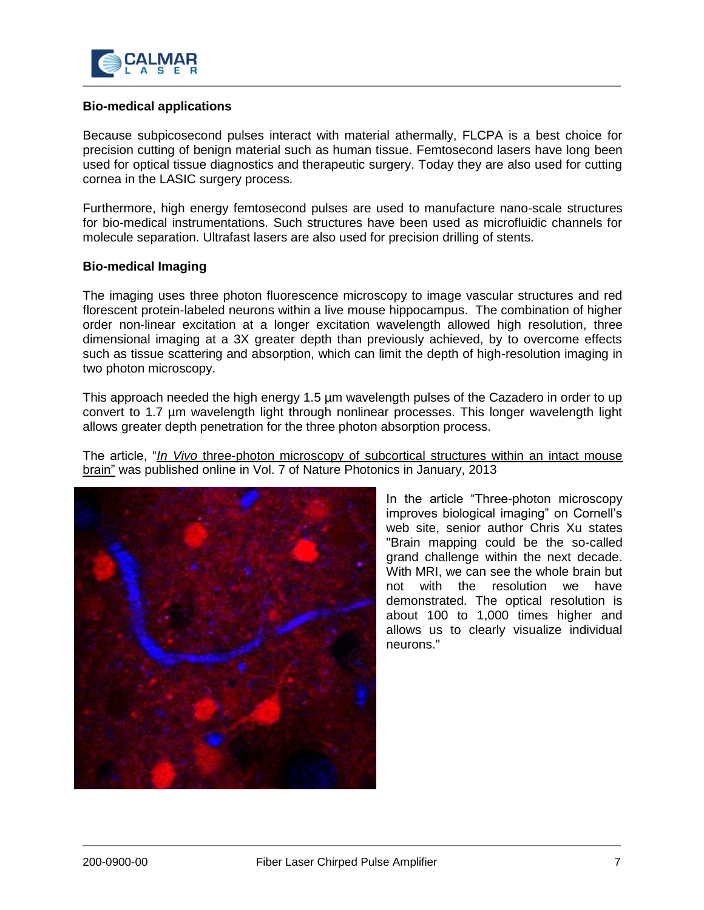## Bio-medical applications

Because subpicosecond pulses interact with material athermally, FLCPA is a best choice for precision cutting of benign material such as human tissue. Femtosecond lasers have long been used for optical tissue diagnostics and therapeutic surgery. Today they are also used for cutting cornea in the LASIC surgery process.

Furthermore, high energy femtosecond pulses are used to manufacture nano-scale structures for bio-medical instrumentations. Such structures have been used as microfluidic channels for molecule separation. Ultrafast lasers are also used for precision drilling of stents.

## Bio-medical Imaging

The imaging uses three photon fluorescence microscopy to image vascular structures and red florescent protein-labeled neurons within a live mouse hippocampus. The combination of higher order non-linear excitation at a longer excitation wavelength allowed high resolution, three dimensional imaging at a 3X greater depth than previously achieved, by to overcome effects such as tissue scattering and absorption, which can limit the depth of high-resolution imaging in two photon microscopy.

This approach needed the high energy 1.5 µm wavelength pulses of the Cazadero in order to up convert to 1.7 µm wavelength light through nonlinear processes. This longer wavelength light allows greater depth penetration for the three photon absorption process.

The article, "*In Vivo* three-photon microscopy of subcortical structures within an intact mouse brain" was published online in Vol. 7 of Nature Photonics in January, 2013

In the article "Three-photon microscopy improves biological imaging" on Cornell's web site, senior author Chris Xu states "Brain mapping could be the so-called grand challenge within the next decade. With MRI, we can see the whole brain but not with the resolution we have demonstrated. The optical resolution is about 100 to 1,000 times higher and allows us to clearly visualize individual neurons."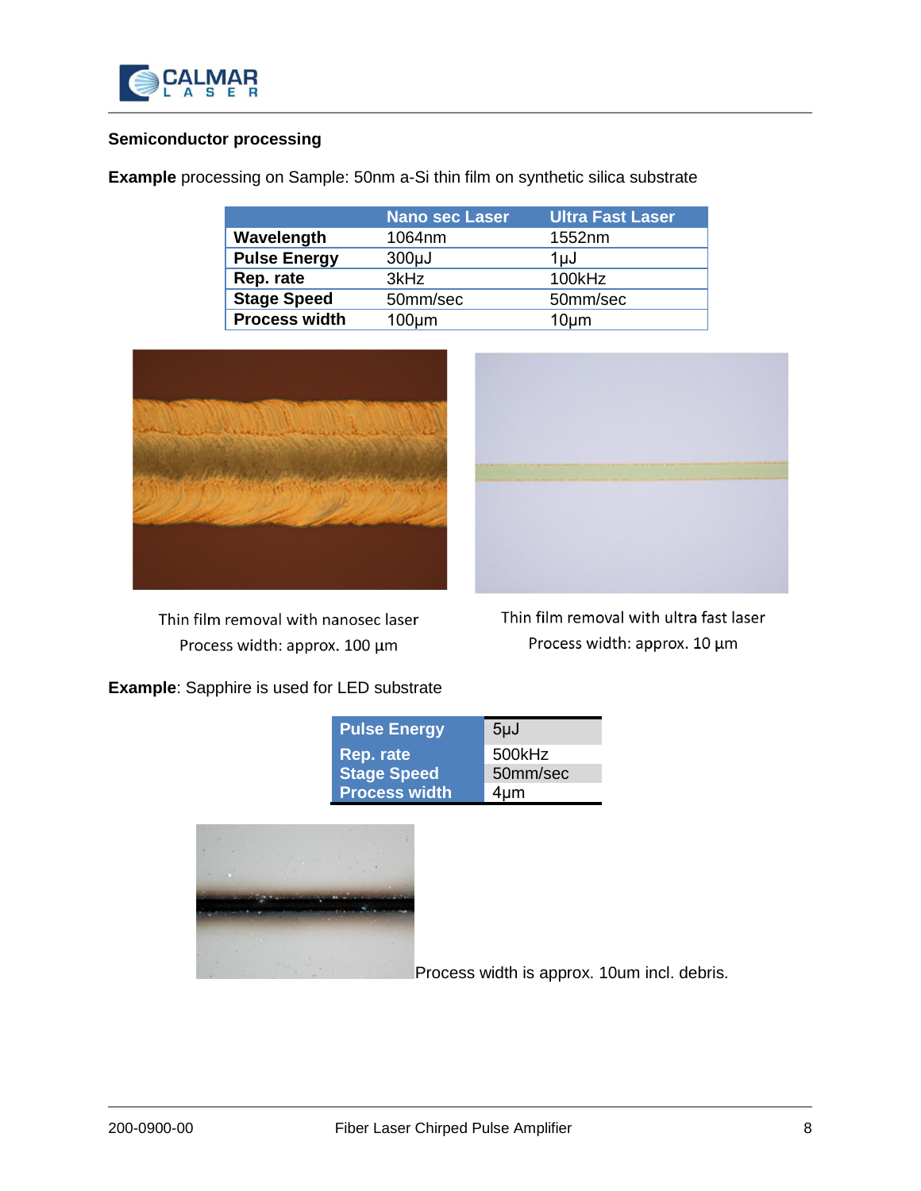### Semiconductor processing

**Example** processing on Sample: 50nm a-Si thin film on synthetic silica substrate

| | Nano sec Laser | Ultra Fast Laser |
|---|---|---|
| **Wavelength** | 1064nm | 1552nm |
| **Pulse Energy** | 300µJ | 1µJ |
| **Rep. rate** | 3kHz | 100kHz |
| **Stage Speed** | 50mm/sec | 50mm/sec |
| **Process width** | 100µm | 10µm |

Thin film removal with nanosec laser
Process width: approx. 100 µm

Thin film removal with ultra fast laser
Process width: approx. 10 µm

**Example**: Sapphire is used for LED substrate

| | |
|---|---|
| **Pulse Energy** | 5µJ |
| **Rep. rate** | 500kHz |
| **Stage Speed** | 50mm/sec |
| **Process width** | 4µm |

Process width is approx. 10um incl. debris.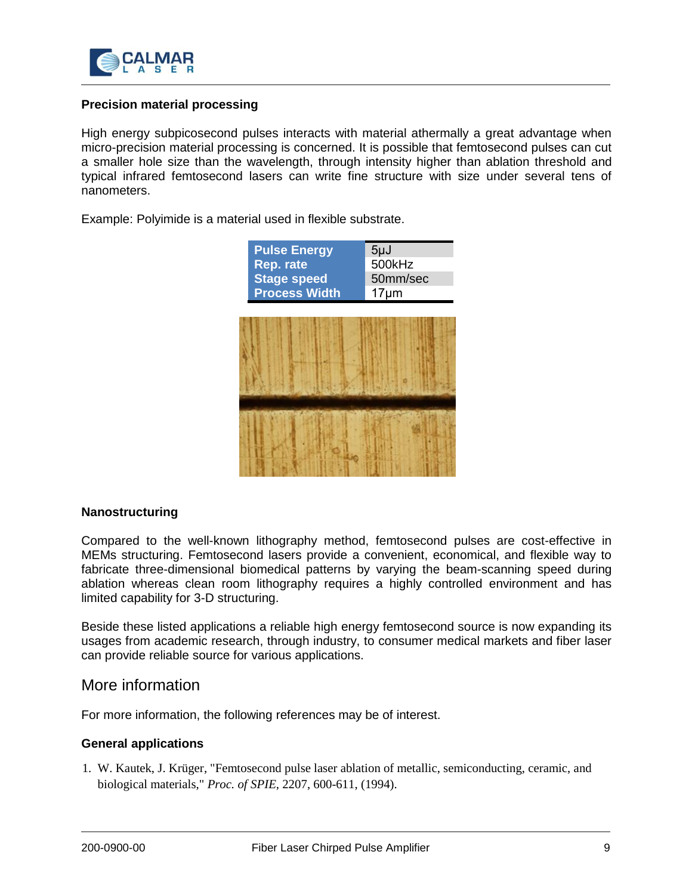**Precision material processing**

High energy subpicosecond pulses interacts with material athermally a great advantage when micro-precision material processing is concerned. It is possible that femtosecond pulses can cut a smaller hole size than the wavelength, through intensity higher than ablation threshold and typical infrared femtosecond lasers can write fine structure with size under several tens of nanometers.

Example: Polyimide is a material used in flexible substrate.

| | |
|---|---|
| **Pulse Energy** | 5μJ |
| **Rep. rate** | 500kHz |
| **Stage speed** | 50mm/sec |
| **Process Width** | 17μm |

**Nanostructuring**

Compared to the well-known lithography method, femtosecond pulses are cost-effective in MEMs structuring. Femtosecond lasers provide a convenient, economical, and flexible way to fabricate three-dimensional biomedical patterns by varying the beam-scanning speed during ablation whereas clean room lithography requires a highly controlled environment and has limited capability for 3-D structuring.

Beside these listed applications a reliable high energy femtosecond source is now expanding its usages from academic research, through industry, to consumer medical markets and fiber laser can provide reliable source for various applications.

## More information

For more information, the following references may be of interest.

**General applications**

1. W. Kautek, J. Krüger, "Femtosecond pulse laser ablation of metallic, semiconducting, ceramic, and biological materials," *Proc. of SPIE*, 2207, 600-611, (1994).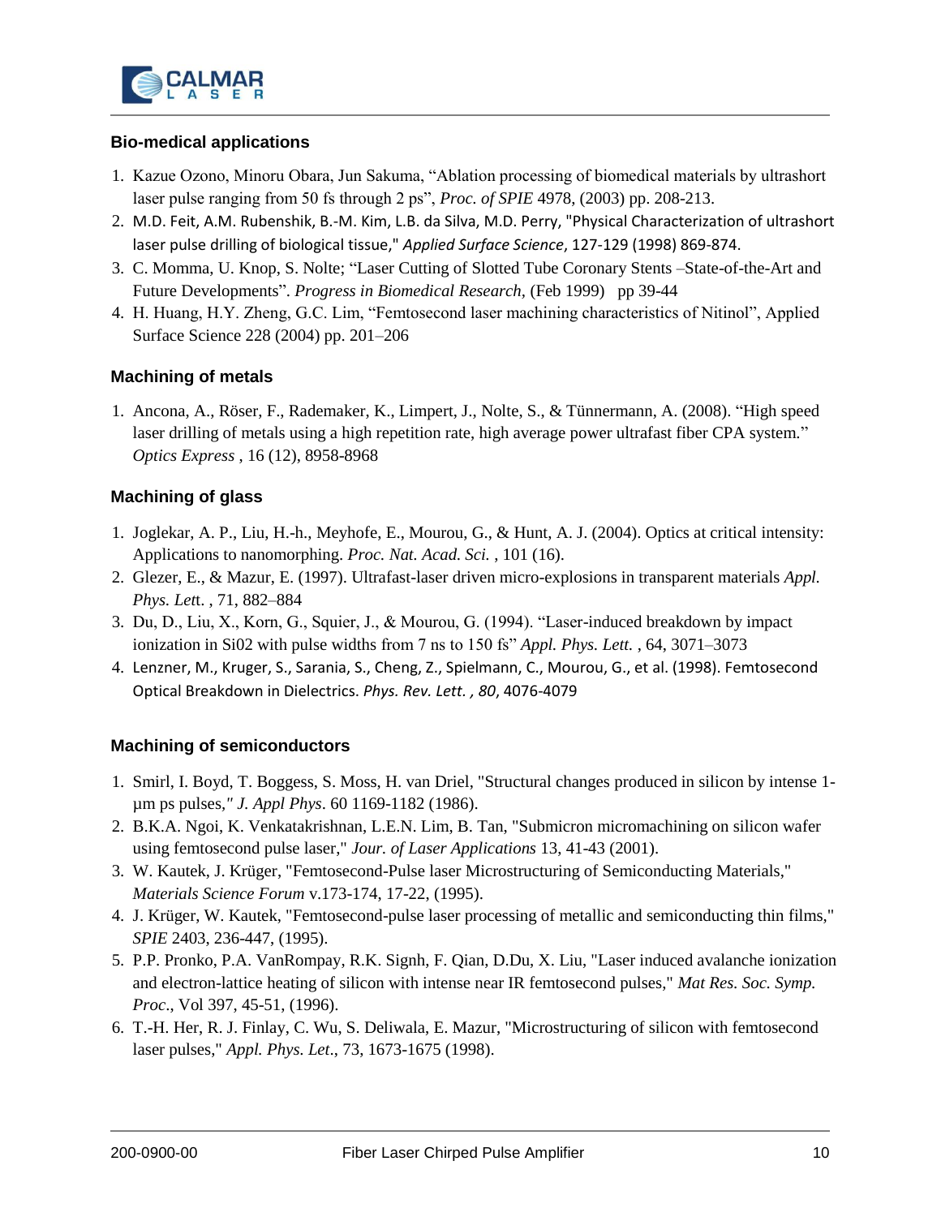### Bio-medical applications

1. Kazue Ozono, Minoru Obara, Jun Sakuma, “Ablation processing of biomedical materials by ultrashort laser pulse ranging from 50 fs through 2 ps”, *Proc. of SPIE* 4978, (2003) pp. 208-213.
2. M.D. Feit, A.M. Rubenshik, B.-M. Kim, L.B. da Silva, M.D. Perry, "Physical Characterization of ultrashort laser pulse drilling of biological tissue," *Applied Surface Science*, 127-129 (1998) 869-874.
3. C. Momma, U. Knop, S. Nolte; “Laser Cutting of Slotted Tube Coronary Stents –State-of-the-Art and Future Developments”. *Progress in Biomedical Research*, (Feb 1999) pp 39-44
4. H. Huang, H.Y. Zheng, G.C. Lim, “Femtosecond laser machining characteristics of Nitinol”, Applied Surface Science 228 (2004) pp. 201–206

### Machining of metals

1. Ancona, A., Röser, F., Rademaker, K., Limpert, J., Nolte, S., & Tünnermann, A. (2008). “High speed laser drilling of metals using a high repetition rate, high average power ultrafast fiber CPA system.” *Optics Express* , 16 (12), 8958-8968

### Machining of glass

1. Joglekar, A. P., Liu, H.-h., Meyhofe, E., Mourou, G., & Hunt, A. J. (2004). Optics at critical intensity: Applications to nanomorphing. *Proc. Nat. Acad. Sci.* , 101 (16).
2. Glezer, E., & Mazur, E. (1997). Ultrafast-laser driven micro-explosions in transparent materials *Appl. Phys. Lett.* , 71, 882–884
3. Du, D., Liu, X., Korn, G., Squier, J., & Mourou, G. (1994). “Laser-induced breakdown by impact ionization in Si02 with pulse widths from 7 ns to 150 fs” *Appl. Phys. Lett.* , 64, 3071–3073
4. Lenzner, M., Kruger, S., Sarania, S., Cheng, Z., Spielmann, C., Mourou, G., et al. (1998). Femtosecond Optical Breakdown in Dielectrics. *Phys. Rev. Lett. , 80*, 4076-4079

### Machining of semiconductors

1. Smirl, I. Boyd, T. Boggess, S. Moss, H. van Driel, "Structural changes produced in silicon by intense 1-µm ps pulses," *J. Appl Phys*. 60 1169-1182 (1986).
2. B.K.A. Ngoi, K. Venkatakrishnan, L.E.N. Lim, B. Tan, "Submicron micromachining on silicon wafer using femtosecond pulse laser," *Jour. of Laser Applications* 13, 41-43 (2001).
3. W. Kautek, J. Krüger, "Femtosecond-Pulse laser Microstructuring of Semiconducting Materials," *Materials Science Forum* v.173-174, 17-22, (1995).
4. J. Krüger, W. Kautek, "Femtosecond-pulse laser processing of metallic and semiconducting thin films," *SPIE* 2403, 236-447, (1995).
5. P.P. Pronko, P.A. VanRompay, R.K. Signh, F. Qian, D.Du, X. Liu, "Laser induced avalanche ionization and electron-lattice heating of silicon with intense near IR femtosecond pulses," *Mat Res. Soc. Symp. Proc*., Vol 397, 45-51, (1996).
6. T.-H. Her, R. J. Finlay, C. Wu, S. Deliwala, E. Mazur, "Microstructuring of silicon with femtosecond laser pulses," *Appl. Phys. Let*., 73, 1673-1675 (1998).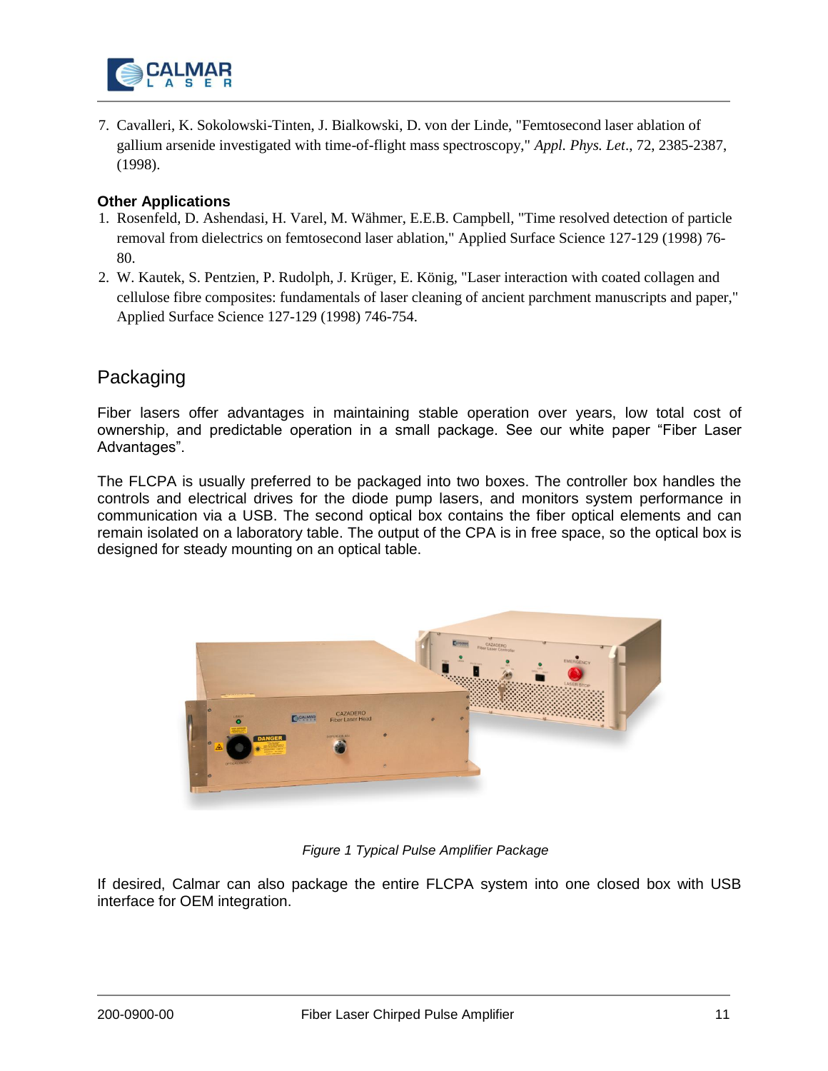7. Cavalleri, K. Sokolowski-Tinten, J. Bialkowski, D. von der Linde, "Femtosecond laser ablation of gallium arsenide investigated with time-of-flight mass spectroscopy," *Appl. Phys. Let*., 72, 2385-2387, (1998).

**Other Applications**

1. Rosenfeld, D. Ashendasi, H. Varel, M. Wähmer, E.E.B. Campbell, "Time resolved detection of particle removal from dielectrics on femtosecond laser ablation," Applied Surface Science 127-129 (1998) 76-80.
2. W. Kautek, S. Pentzien, P. Rudolph, J. Krüger, E. König, "Laser interaction with coated collagen and cellulose fibre composites: fundamentals of laser cleaning of ancient parchment manuscripts and paper," Applied Surface Science 127-129 (1998) 746-754.

## Packaging

Fiber lasers offer advantages in maintaining stable operation over years, low total cost of ownership, and predictable operation in a small package. See our white paper "Fiber Laser Advantages".

The FLCPA is usually preferred to be packaged into two boxes. The controller box handles the controls and electrical drives for the diode pump lasers, and monitors system performance in communication via a USB. The second optical box contains the fiber optical elements and can remain isolated on a laboratory table. The output of the CPA is in free space, so the optical box is designed for steady mounting on an optical table.

*Figure 1 Typical Pulse Amplifier Package*

If desired, Calmar can also package the entire FLCPA system into one closed box with USB interface for OEM integration.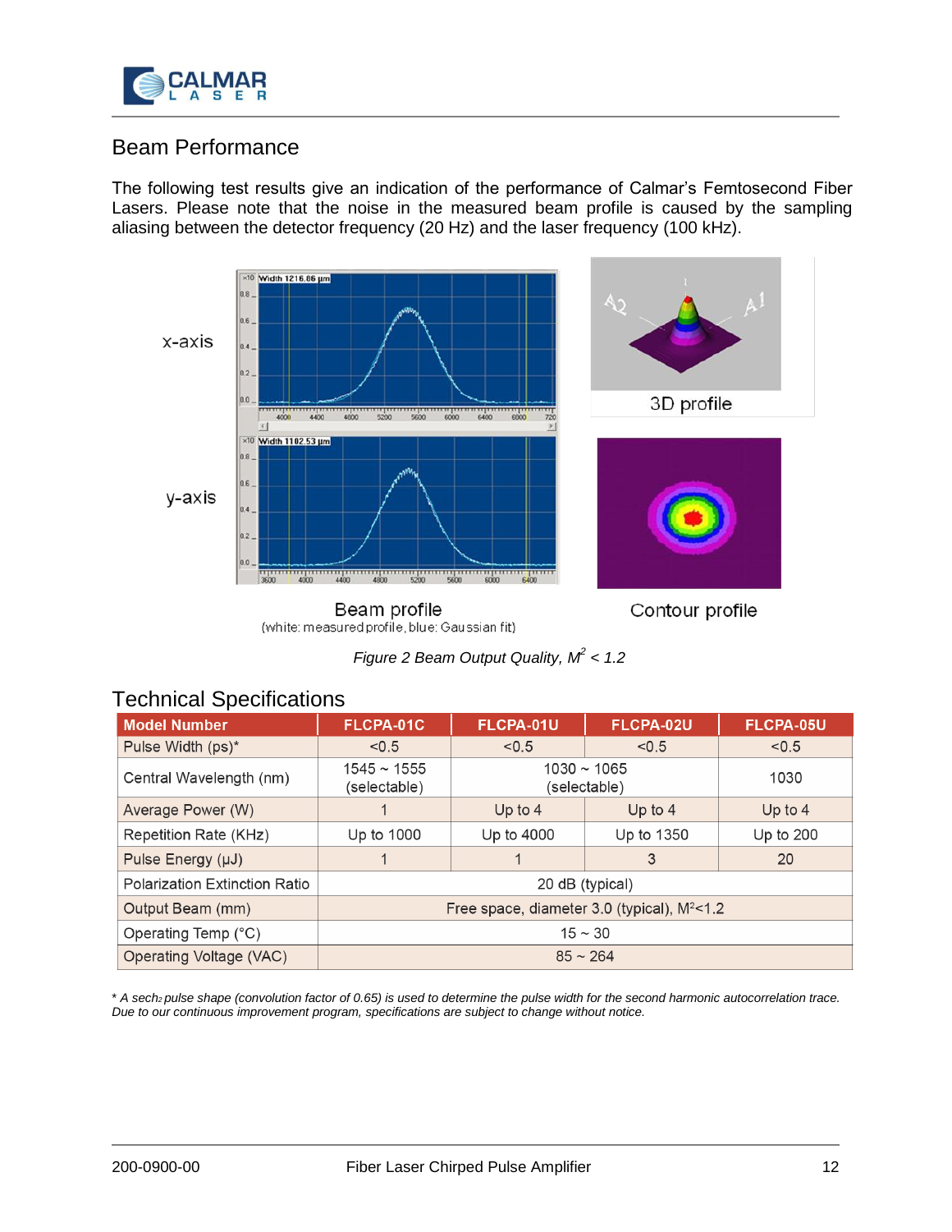## Beam Performance

The following test results give an indication of the performance of Calmar's Femtosecond Fiber Lasers. Please note that the noise in the measured beam profile is caused by the sampling aliasing between the detector frequency (20 Hz) and the laser frequency (100 kHz).

x-axis

y-axis

3D profile

Beam profile
(white: measured profile, blue: Gaussian fit)

Contour profile

*Figure 2 Beam Output Quality, $M^2 < 1.2$*

## Technical Specifications

| Model Number | FLCPA-01C | FLCPA-01U | FLCPA-02U | FLCPA-05U |
|---|---|---|---|---|
| Pulse Width (ps)* | <0.5 | <0.5 | <0.5 | <0.5 |
| Central Wavelength (nm) | 1545 ~ 1555 (selectable) | 1030 ~ 1065 (selectable) | | 1030 |
| Average Power (W) | 1 | Up to 4 | Up to 4 | Up to 4 |
| Repetition Rate (KHz) | Up to 1000 | Up to 4000 | Up to 1350 | Up to 200 |
| Pulse Energy (μJ) | 1 | 1 | 3 | 20 |
| Polarization Extinction Ratio | 20 dB (typical) | | | |
| Output Beam (mm) | Free space, diameter 3.0 (typical), $M^2$<1.2 | | | |
| Operating Temp (°C) | 15 ~ 30 | | | |
| Operating Voltage (VAC) | 85 ~ 264 | | | |

*\* A $sech_2$ pulse shape (convolution factor of 0.65) is used to determine the pulse width for the second harmonic autocorrelation trace. Due to our continuous improvement program, specifications are subject to change without notice.*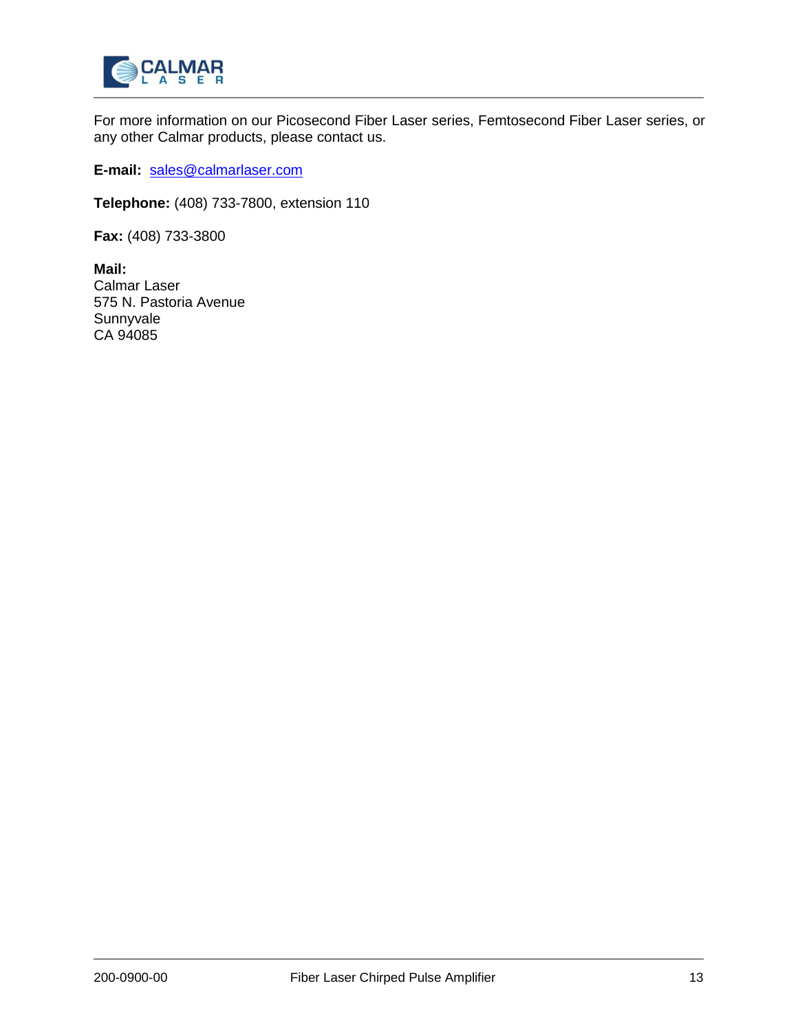For more information on our Picosecond Fiber Laser series, Femtosecond Fiber Laser series, or any other Calmar products, please contact us.

**E-mail:** sales@calmarlaser.com

**Telephone:** (408) 733-7800, extension 110

**Fax:** (408) 733-3800

**Mail:**
Calmar Laser
575 N. Pastoria Avenue
Sunnyvale
CA 94085